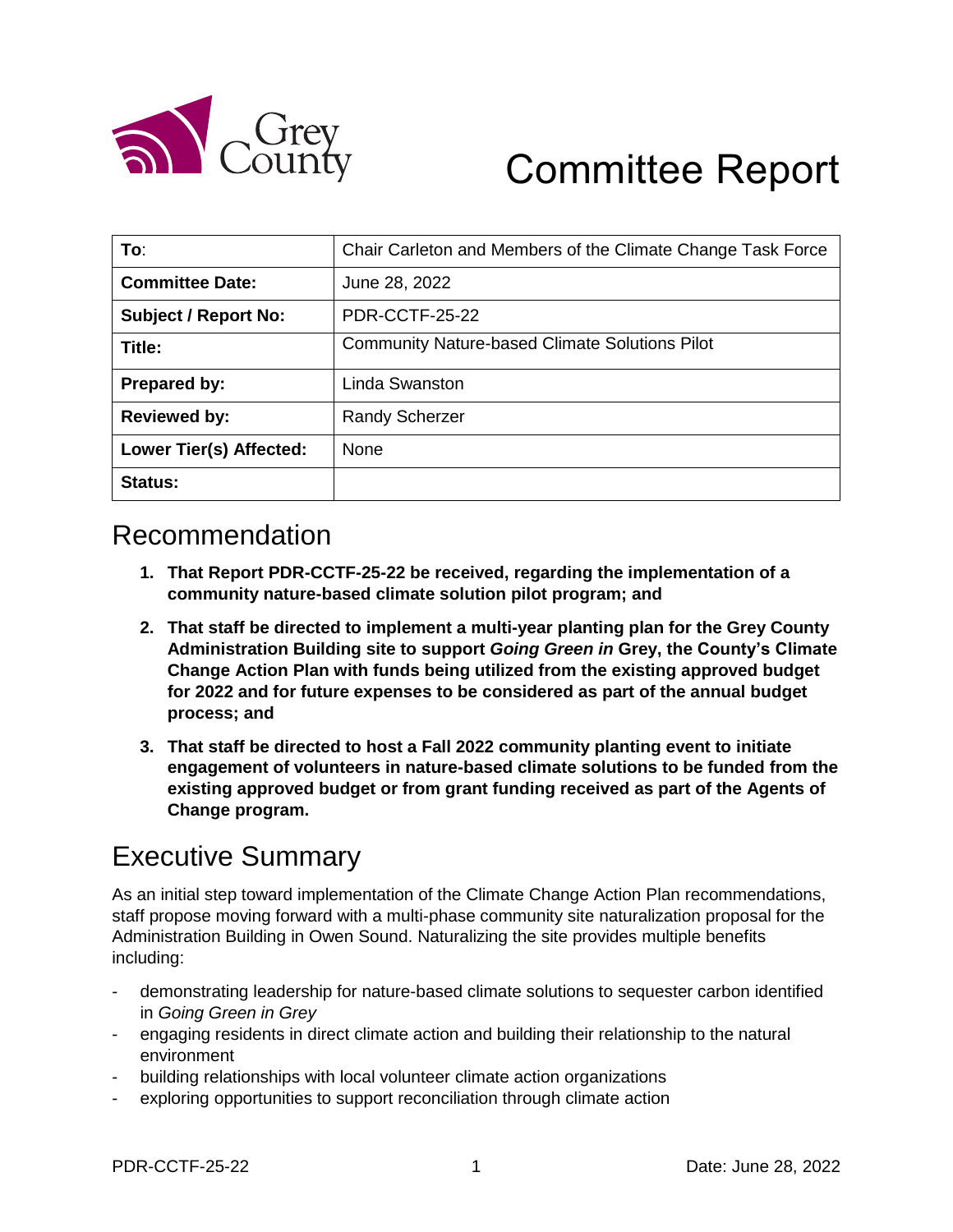# Committee Report

| **To**: | Chair Carleton and Members of the Climate Change Task Force |
|---|---|
| **Committee Date:** | June 28, 2022 |
| **Subject / Report No:** | PDR-CCTF-25-22 |
| **Title:** | Community Nature-based Climate Solutions Pilot |
| **Prepared by:** | Linda Swanston |
| **Reviewed by:** | Randy Scherzer |
| **Lower Tier(s) Affected:** | None |
| **Status:** | |

## Recommendation

1. **That Report PDR-CCTF-25-22 be received, regarding the implementation of a community nature-based climate solution pilot program; and**
2. **That staff be directed to implement a multi-year planting plan for the Grey County Administration Building site to support *Going Green in* Grey, the County's Climate Change Action Plan with funds being utilized from the existing approved budget for 2022 and for future expenses to be considered as part of the annual budget process; and**
3. **That staff be directed to host a Fall 2022 community planting event to initiate engagement of volunteers in nature-based climate solutions to be funded from the existing approved budget or from grant funding received as part of the Agents of Change program.**

## Executive Summary

As an initial step toward implementation of the Climate Change Action Plan recommendations, staff propose moving forward with a multi-phase community site naturalization proposal for the Administration Building in Owen Sound. Naturalizing the site provides multiple benefits including:

- demonstrating leadership for nature-based climate solutions to sequester carbon identified in *Going Green in Grey*
- engaging residents in direct climate action and building their relationship to the natural environment
- building relationships with local volunteer climate action organizations
- exploring opportunities to support reconciliation through climate action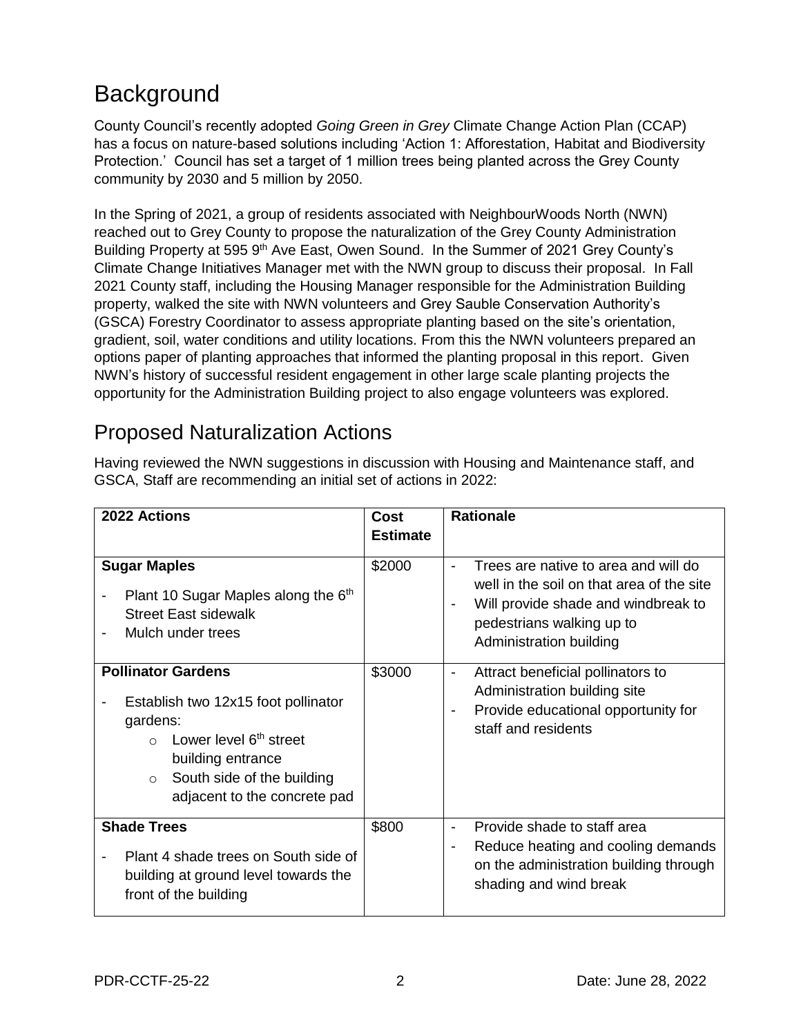## Background

County Council's recently adopted *Going Green in Grey* Climate Change Action Plan (CCAP) has a focus on nature-based solutions including 'Action 1: Afforestation, Habitat and Biodiversity Protection.' Council has set a target of 1 million trees being planted across the Grey County community by 2030 and 5 million by 2050.

In the Spring of 2021, a group of residents associated with NeighbourWoods North (NWN) reached out to Grey County to propose the naturalization of the Grey County Administration Building Property at 595 9th Ave East, Owen Sound. In the Summer of 2021 Grey County's Climate Change Initiatives Manager met with the NWN group to discuss their proposal. In Fall 2021 County staff, including the Housing Manager responsible for the Administration Building property, walked the site with NWN volunteers and Grey Sauble Conservation Authority's (GSCA) Forestry Coordinator to assess appropriate planting based on the site's orientation, gradient, soil, water conditions and utility locations. From this the NWN volunteers prepared an options paper of planting approaches that informed the planting proposal in this report. Given NWN's history of successful resident engagement in other large scale planting projects the opportunity for the Administration Building project to also engage volunteers was explored.

## Proposed Naturalization Actions

Having reviewed the NWN suggestions in discussion with Housing and Maintenance staff, and GSCA, Staff are recommending an initial set of actions in 2022:

| 2022 Actions | Cost Estimate | Rationale |
|---|---|---|
| **Sugar Maples**<br>- Plant 10 Sugar Maples along the 6th Street East sidewalk<br>- Mulch under trees | $2000 | - Trees are native to area and will do well in the soil on that area of the site<br>- Will provide shade and windbreak to pedestrians walking up to Administration building |
| **Pollinator Gardens**<br>- Establish two 12x15 foot pollinator gardens:<br>  ○ Lower level 6th street building entrance<br>  ○ South side of the building adjacent to the concrete pad | $3000 | - Attract beneficial pollinators to Administration building site<br>- Provide educational opportunity for staff and residents |
| **Shade Trees**<br>- Plant 4 shade trees on South side of building at ground level towards the front of the building | $800 | - Provide shade to staff area<br>- Reduce heating and cooling demands on the administration building through shading and wind break |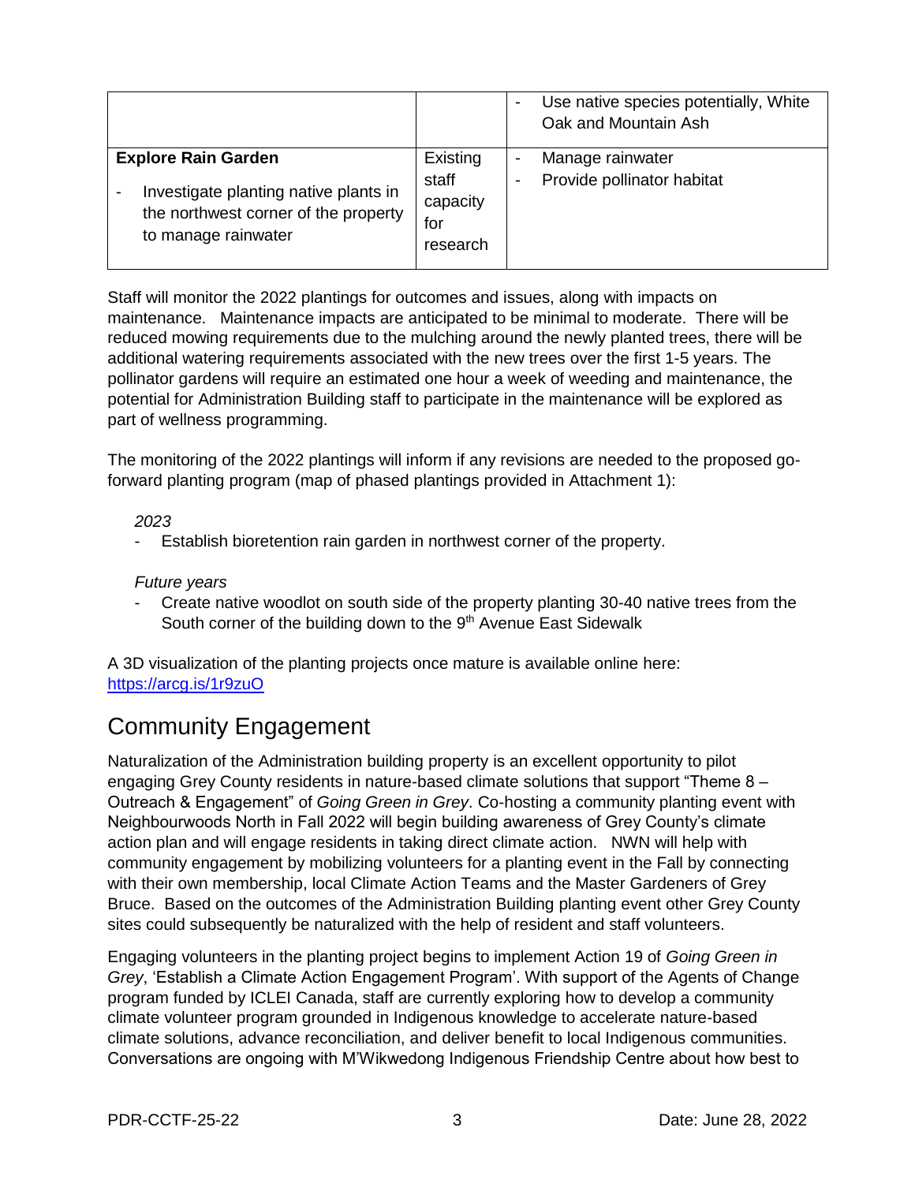| | | - Use native species potentially, White Oak and Mountain Ash |
|---|---|---|
| **Explore Rain Garden**<br>- Investigate planting native plants in the northwest corner of the property to manage rainwater | Existing staff capacity for research | - Manage rainwater<br>- Provide pollinator habitat |

Staff will monitor the 2022 plantings for outcomes and issues, along with impacts on maintenance. Maintenance impacts are anticipated to be minimal to moderate. There will be reduced mowing requirements due to the mulching around the newly planted trees, there will be additional watering requirements associated with the new trees over the first 1-5 years. The pollinator gardens will require an estimated one hour a week of weeding and maintenance, the potential for Administration Building staff to participate in the maintenance will be explored as part of wellness programming.

The monitoring of the 2022 plantings will inform if any revisions are needed to the proposed go-forward planting program (map of phased plantings provided in Attachment 1):

*2023*

- Establish bioretention rain garden in northwest corner of the property.

*Future years*

- Create native woodlot on south side of the property planting 30-40 native trees from the South corner of the building down to the 9th Avenue East Sidewalk

A 3D visualization of the planting projects once mature is available online here: https://arcg.is/1r9zuO

## Community Engagement

Naturalization of the Administration building property is an excellent opportunity to pilot engaging Grey County residents in nature-based climate solutions that support "Theme 8 – Outreach & Engagement" of *Going Green in Grey*. Co-hosting a community planting event with Neighbourwoods North in Fall 2022 will begin building awareness of Grey County's climate action plan and will engage residents in taking direct climate action. NWN will help with community engagement by mobilizing volunteers for a planting event in the Fall by connecting with their own membership, local Climate Action Teams and the Master Gardeners of Grey Bruce. Based on the outcomes of the Administration Building planting event other Grey County sites could subsequently be naturalized with the help of resident and staff volunteers.

Engaging volunteers in the planting project begins to implement Action 19 of *Going Green in Grey*, 'Establish a Climate Action Engagement Program'. With support of the Agents of Change program funded by ICLEI Canada, staff are currently exploring how to develop a community climate volunteer program grounded in Indigenous knowledge to accelerate nature-based climate solutions, advance reconciliation, and deliver benefit to local Indigenous communities. Conversations are ongoing with M'Wikwedong Indigenous Friendship Centre about how best to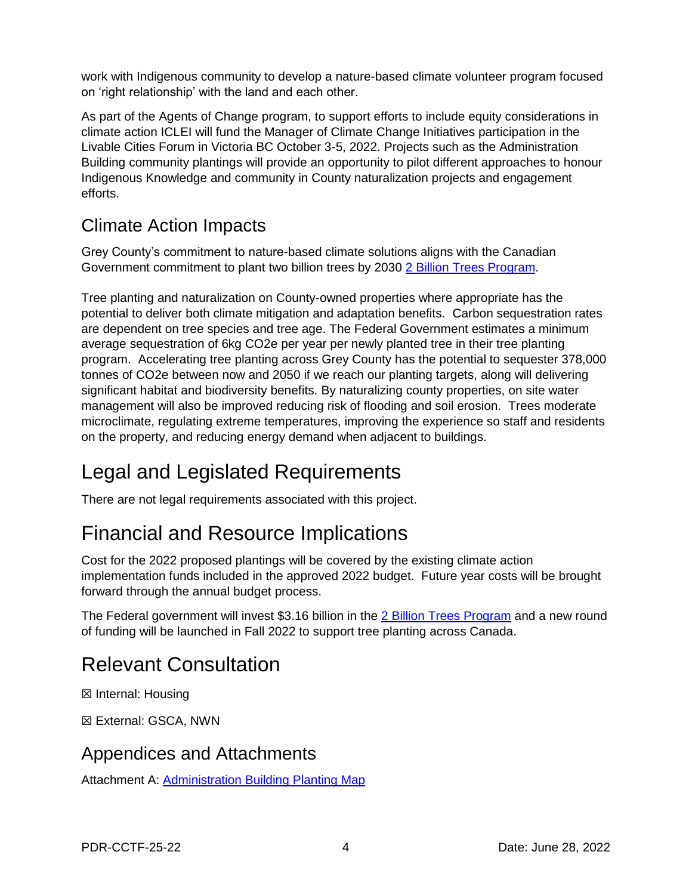work with Indigenous community to develop a nature-based climate volunteer program focused on 'right relationship' with the land and each other.

As part of the Agents of Change program, to support efforts to include equity considerations in climate action ICLEI will fund the Manager of Climate Change Initiatives participation in the Livable Cities Forum in Victoria BC October 3-5, 2022. Projects such as the Administration Building community plantings will provide an opportunity to pilot different approaches to honour Indigenous Knowledge and community in County naturalization projects and engagement efforts.

## Climate Action Impacts

Grey County's commitment to nature-based climate solutions aligns with the Canadian Government commitment to plant two billion trees by 2030 [2 Billion Trees Program](#).

Tree planting and naturalization on County-owned properties where appropriate has the potential to deliver both climate mitigation and adaptation benefits. Carbon sequestration rates are dependent on tree species and tree age. The Federal Government estimates a minimum average sequestration of 6kg $CO_2e$ per year per newly planted tree in their tree planting program. Accelerating tree planting across Grey County has the potential to sequester 378,000 tonnes of $CO_2e$ between now and 2050 if we reach our planting targets, along will delivering significant habitat and biodiversity benefits. By naturalizing county properties, on site water management will also be improved reducing risk of flooding and soil erosion. Trees moderate microclimate, regulating extreme temperatures, improving the experience so staff and residents on the property, and reducing energy demand when adjacent to buildings.

# Legal and Legislated Requirements

There are not legal requirements associated with this project.

# Financial and Resource Implications

Cost for the 2022 proposed plantings will be covered by the existing climate action implementation funds included in the approved 2022 budget. Future year costs will be brought forward through the annual budget process.

The Federal government will invest $3.16 billion in the [2 Billion Trees Program](#) and a new round of funding will be launched in Fall 2022 to support tree planting across Canada.

# Relevant Consultation

☒ Internal: Housing

☒ External: GSCA, NWN

## Appendices and Attachments

Attachment A: [Administration Building Planting Map](#)